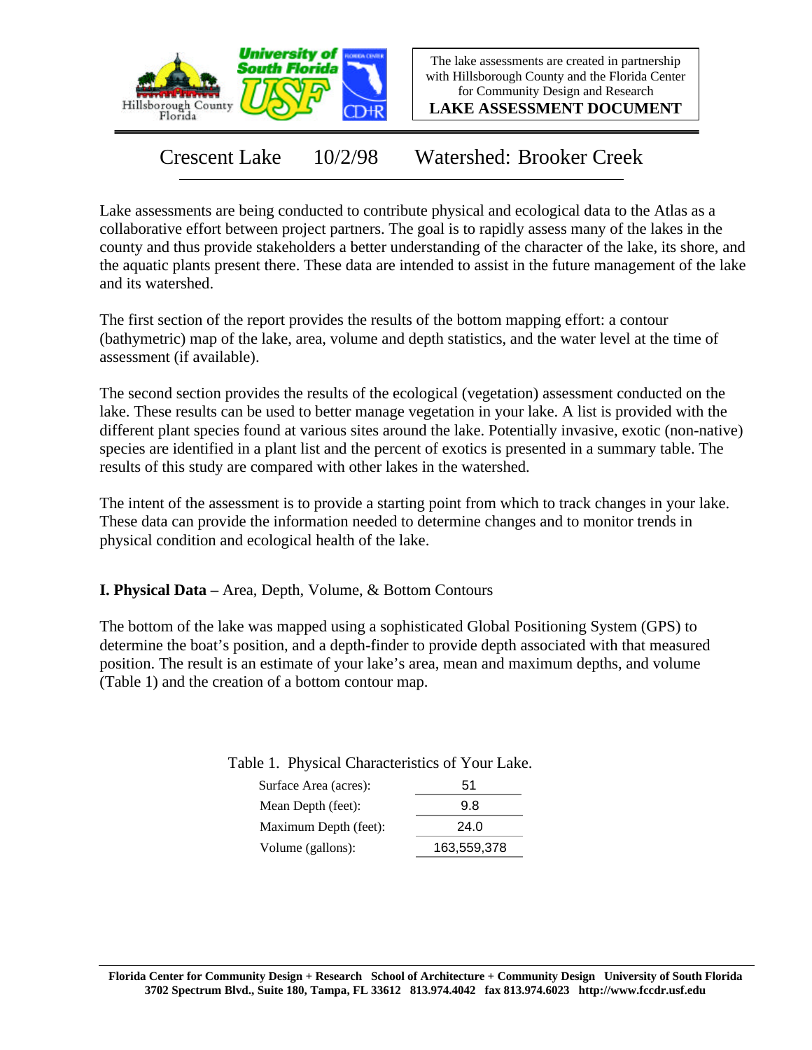The lake assessments are created in partnership with Hillsborough County and the Florida Center for Community Design and Research

**LAKE ASSESSMENT DOCUMENT**

# Crescent Lake 10/2/98 Watershed: Brooker Creek

Lake assessments are being conducted to contribute physical and ecological data to the Atlas as a collaborative effort between project partners. The goal is to rapidly assess many of the lakes in the county and thus provide stakeholders a better understanding of the character of the lake, its shore, and the aquatic plants present there. These data are intended to assist in the future management of the lake and its watershed.

The first section of the report provides the results of the bottom mapping effort: a contour (bathymetric) map of the lake, area, volume and depth statistics, and the water level at the time of assessment (if available).

The second section provides the results of the ecological (vegetation) assessment conducted on the lake. These results can be used to better manage vegetation in your lake. A list is provided with the different plant species found at various sites around the lake. Potentially invasive, exotic (non-native) species are identified in a plant list and the percent of exotics is presented in a summary table. The results of this study are compared with other lakes in the watershed.

The intent of the assessment is to provide a starting point from which to track changes in your lake. These data can provide the information needed to determine changes and to monitor trends in physical condition and ecological health of the lake.

## I. Physical Data – Area, Depth, Volume, & Bottom Contours

The bottom of the lake was mapped using a sophisticated Global Positioning System (GPS) to determine the boat's position, and a depth-finder to provide depth associated with that measured position. The result is an estimate of your lake's area, mean and maximum depths, and volume (Table 1) and the creation of a bottom contour map.

Table 1. Physical Characteristics of Your Lake.

| | |
|---|---|
| Surface Area (acres): | 51 |
| Mean Depth (feet): | 9.8 |
| Maximum Depth (feet): | 24.0 |
| Volume (gallons): | 163,559,378 |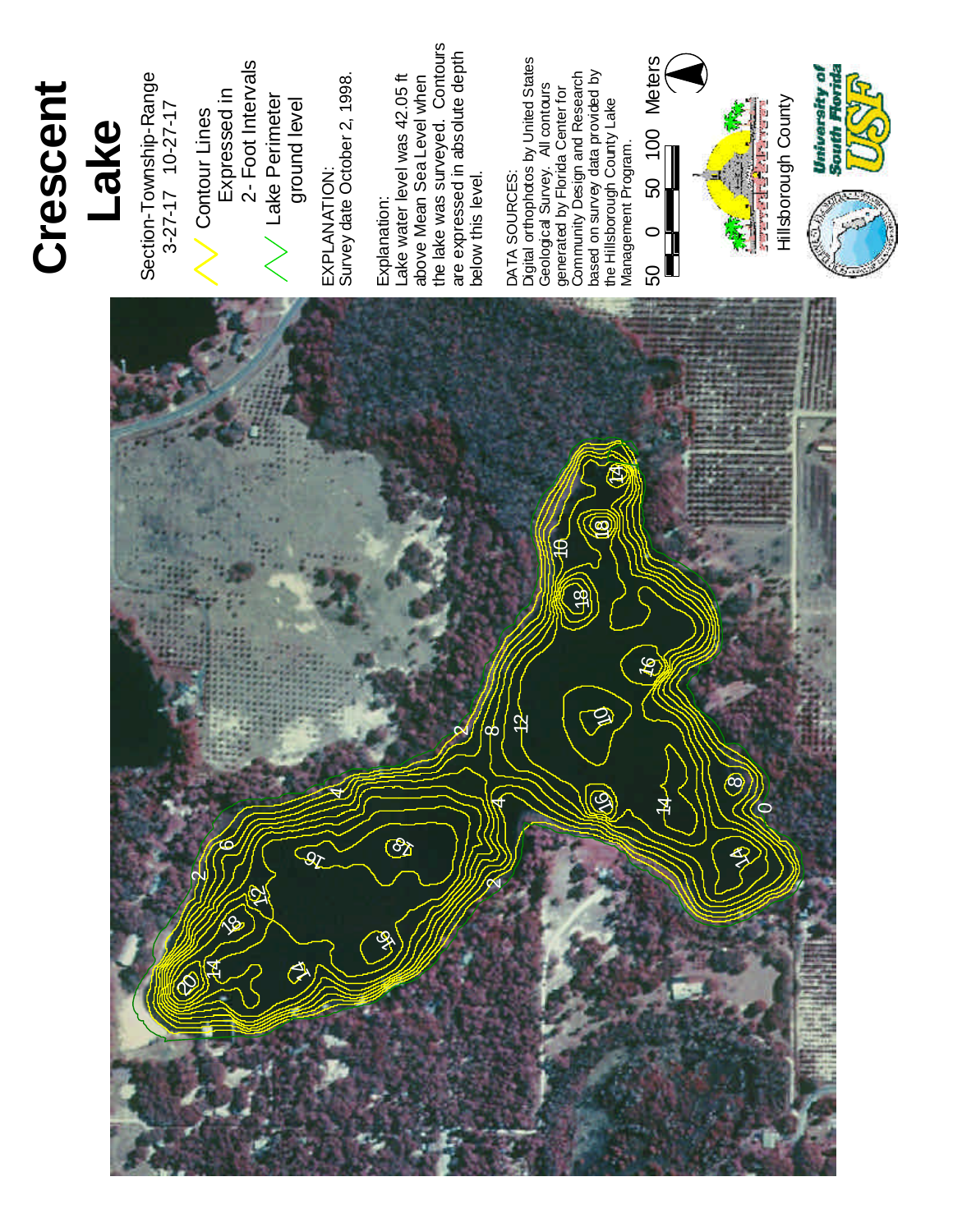# Crescent Lake

Section-Township-Range
3-27-17 10-27-17

Contour Lines Expressed in 2- Foot Intervals

Lake Perimeter ground level

EXPLANATION:
Survey date October 2, 1998.

Explanation:
Lake water level was 42.05 ft above Mean Sea Level when the lake was surveyed. Contours are expressed in absolute depth below this level.

DATA SOURCES:
Digital orthophotos by United States Geological Survey. All contours generated by Florida Center for Community Design and Research based on survey data provided by the Hillsborough County Lake Management Program.

50 0 50 100 Meters

Hillsborough County

University of South Florida USF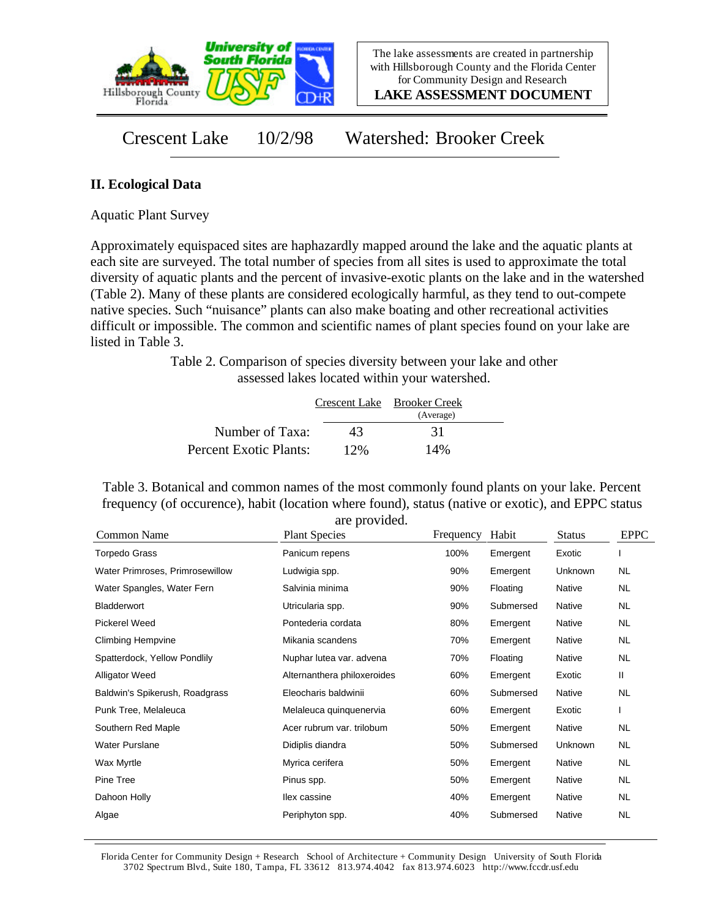The lake assessments are created in partnership with Hillsborough County and the Florida Center for Community Design and Research

**LAKE ASSESSMENT DOCUMENT**

Crescent Lake 10/2/98 Watershed: Brooker Creek

## II. Ecological Data

Aquatic Plant Survey

Approximately equispaced sites are haphazardly mapped around the lake and the aquatic plants at each site are surveyed. The total number of species from all sites is used to approximate the total diversity of aquatic plants and the percent of invasive-exotic plants on the lake and in the watershed (Table 2). Many of these plants are considered ecologically harmful, as they tend to out-compete native species. Such "nuisance" plants can also make boating and other recreational activities difficult or impossible. The common and scientific names of plant species found on your lake are listed in Table 3.

Table 2. Comparison of species diversity between your lake and other assessed lakes located within your watershed.

| | Crescent Lake | Brooker Creek (Average) |
|---|---|---|
| Number of Taxa: | 43 | 31 |
| Percent Exotic Plants: | 12% | 14% |

Table 3. Botanical and common names of the most commonly found plants on your lake. Percent frequency (of occurence), habit (location where found), status (native or exotic), and EPPC status are provided.

| Common Name | Plant Species | Frequency | Habit | Status | EPPC |
|---|---|---|---|---|---|
| Torpedo Grass | Panicum repens | 100% | Emergent | Exotic | I |
| Water Primroses, Primrosewillow | Ludwigia spp. | 90% | Emergent | Unknown | NL |
| Water Spangles, Water Fern | Salvinia minima | 90% | Floating | Native | NL |
| Bladderwort | Utricularia spp. | 90% | Submersed | Native | NL |
| Pickerel Weed | Pontederia cordata | 80% | Emergent | Native | NL |
| Climbing Hempvine | Mikania scandens | 70% | Emergent | Native | NL |
| Spatterdock, Yellow Pondlily | Nuphar lutea var. advena | 70% | Floating | Native | NL |
| Alligator Weed | Alternanthera philoxeroides | 60% | Emergent | Exotic | II |
| Baldwin's Spikerush, Roadgrass | Eleocharis baldwinii | 60% | Submersed | Native | NL |
| Punk Tree, Melaleuca | Melaleuca quinquenervia | 60% | Emergent | Exotic | I |
| Southern Red Maple | Acer rubrum var. trilobum | 50% | Emergent | Native | NL |
| Water Purslane | Didiplis diandra | 50% | Submersed | Unknown | NL |
| Wax Myrtle | Myrica cerifera | 50% | Emergent | Native | NL |
| Pine Tree | Pinus spp. | 50% | Emergent | Native | NL |
| Dahoon Holly | Ilex cassine | 40% | Emergent | Native | NL |
| Algae | Periphyton spp. | 40% | Submersed | Native | NL |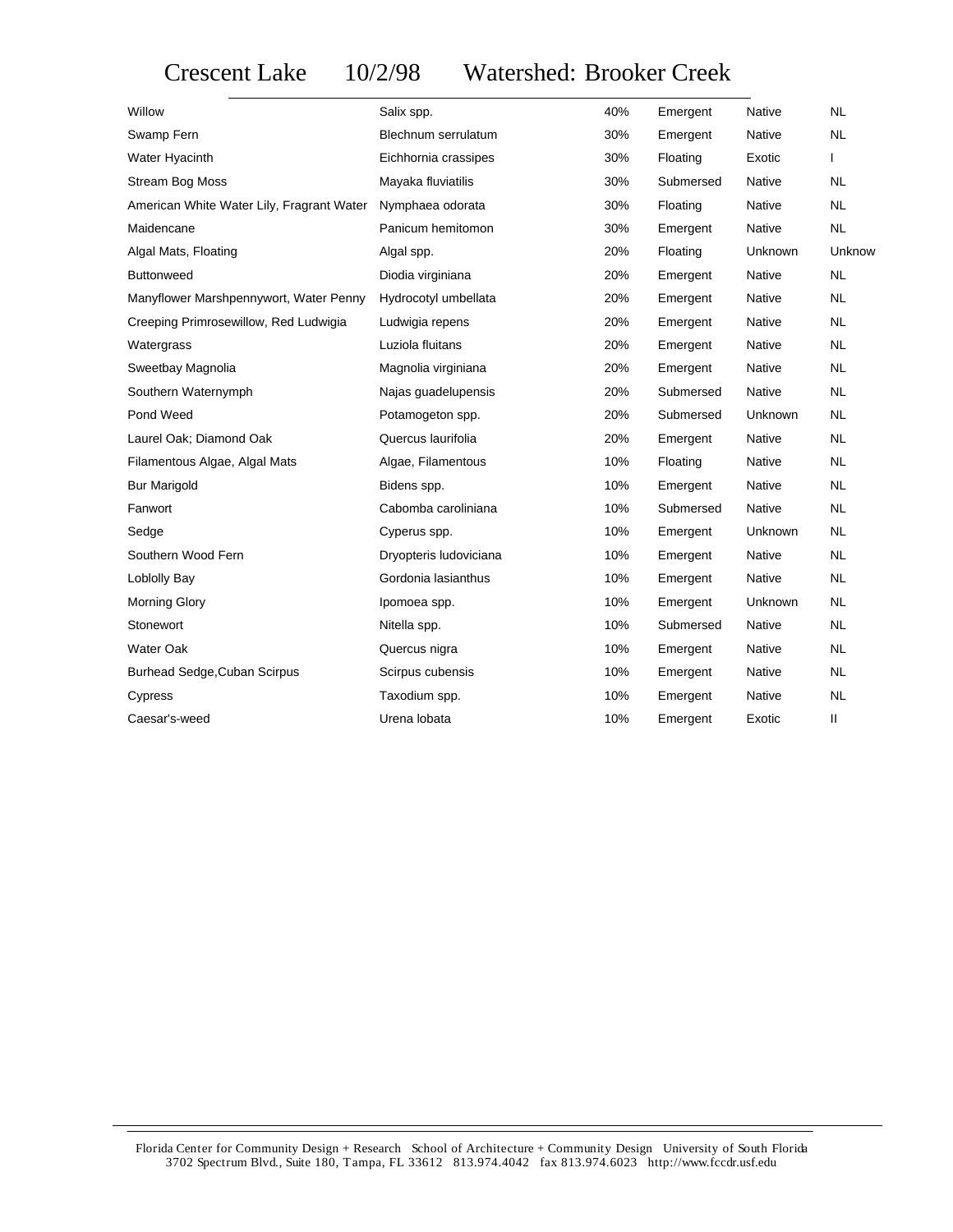# Crescent Lake 10/2/98 Watershed: Brooker Creek

| | | | | | |
|---|---|---|---|---|---|
| Willow | Salix spp. | 40% | Emergent | Native | NL |
| Swamp Fern | Blechnum serrulatum | 30% | Emergent | Native | NL |
| Water Hyacinth | Eichhornia crassipes | 30% | Floating | Exotic | I |
| Stream Bog Moss | Mayaka fluviatilis | 30% | Submersed | Native | NL |
| American White Water Lily, Fragrant Water | Nymphaea odorata | 30% | Floating | Native | NL |
| Maidencane | Panicum hemitomon | 30% | Emergent | Native | NL |
| Algal Mats, Floating | Algal spp. | 20% | Floating | Unknown | Unknow |
| Buttonweed | Diodia virginiana | 20% | Emergent | Native | NL |
| Manyflower Marshpennywort, Water Penny | Hydrocotyl umbellata | 20% | Emergent | Native | NL |
| Creeping Primrosewillow, Red Ludwigia | Ludwigia repens | 20% | Emergent | Native | NL |
| Watergrass | Luziola fluitans | 20% | Emergent | Native | NL |
| Sweetbay Magnolia | Magnolia virginiana | 20% | Emergent | Native | NL |
| Southern Waternymph | Najas guadelupensis | 20% | Submersed | Native | NL |
| Pond Weed | Potamogeton spp. | 20% | Submersed | Unknown | NL |
| Laurel Oak; Diamond Oak | Quercus laurifolia | 20% | Emergent | Native | NL |
| Filamentous Algae, Algal Mats | Algae, Filamentous | 10% | Floating | Native | NL |
| Bur Marigold | Bidens spp. | 10% | Emergent | Native | NL |
| Fanwort | Cabomba caroliniana | 10% | Submersed | Native | NL |
| Sedge | Cyperus spp. | 10% | Emergent | Unknown | NL |
| Southern Wood Fern | Dryopteris ludoviciana | 10% | Emergent | Native | NL |
| Loblolly Bay | Gordonia lasianthus | 10% | Emergent | Native | NL |
| Morning Glory | Ipomoea spp. | 10% | Emergent | Unknown | NL |
| Stonewort | Nitella spp. | 10% | Submersed | Native | NL |
| Water Oak | Quercus nigra | 10% | Emergent | Native | NL |
| Burhead Sedge,Cuban Scirpus | Scirpus cubensis | 10% | Emergent | Native | NL |
| Cypress | Taxodium spp. | 10% | Emergent | Native | NL |
| Caesar's-weed | Urena lobata | 10% | Emergent | Exotic | II |

Florida Center for Community Design + Research School of Architecture + Community Design University of South Florida
3702 Spectrum Blvd., Suite 180, Tampa, FL 33612 813.974.4042 fax 813.974.6023 http://www.fccdr.usf.edu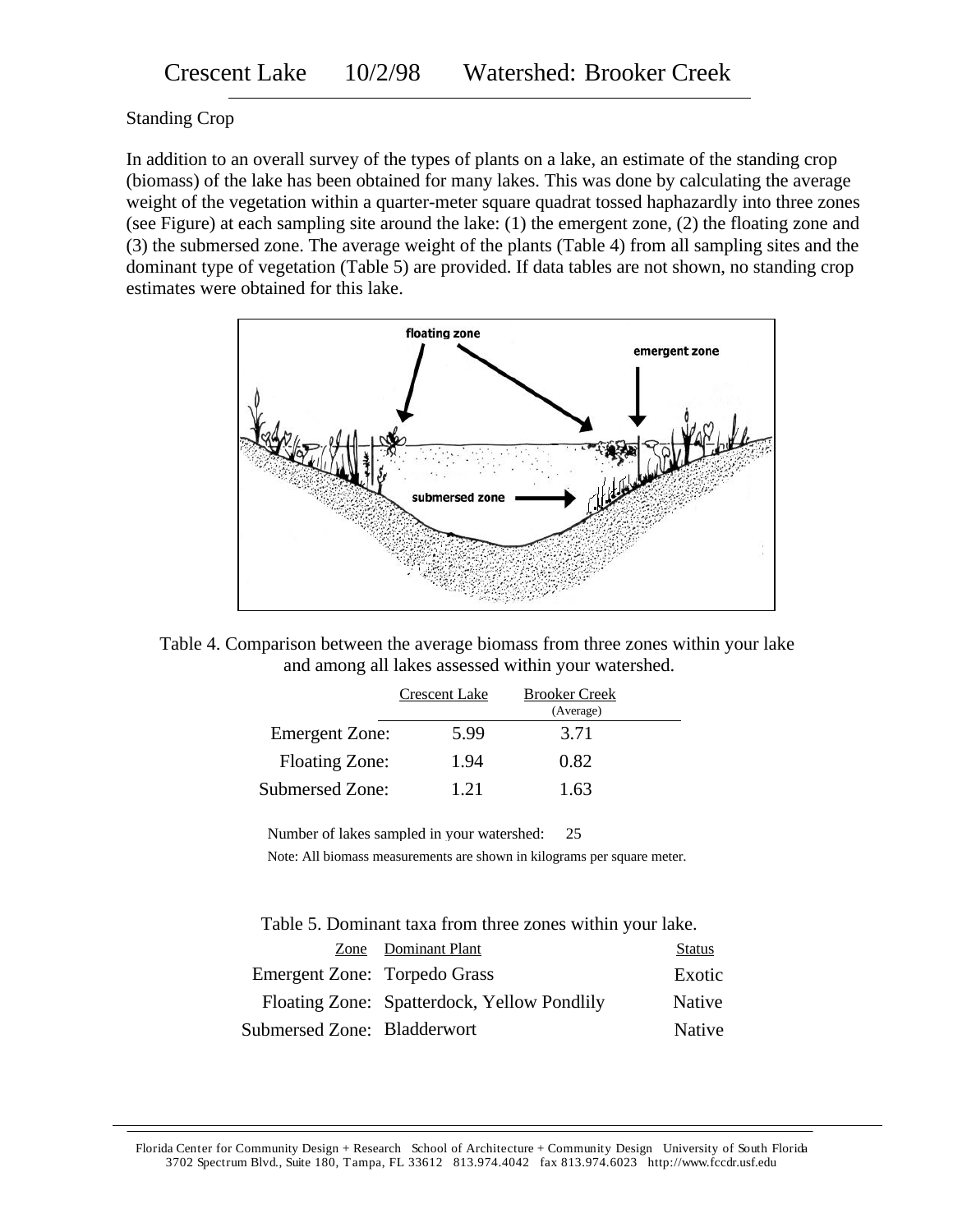Crescent Lake 10/2/98 Watershed: Brooker Creek

## Standing Crop

In addition to an overall survey of the types of plants on a lake, an estimate of the standing crop (biomass) of the lake has been obtained for many lakes. This was done by calculating the average weight of the vegetation within a quarter-meter square quadrat tossed haphazardly into three zones (see Figure) at each sampling site around the lake: (1) the emergent zone, (2) the floating zone and (3) the submersed zone. The average weight of the plants (Table 4) from all sampling sites and the dominant type of vegetation (Table 5) are provided. If data tables are not shown, no standing crop estimates were obtained for this lake.

floating zone

emergent zone

submersed zone

Table 4. Comparison between the average biomass from three zones within your lake and among all lakes assessed within your watershed.

| | Crescent Lake | Brooker Creek (Average) |
|---|---|---|
| Emergent Zone: | 5.99 | 3.71 |
| Floating Zone: | 1.94 | 0.82 |
| Submersed Zone: | 1.21 | 1.63 |

Number of lakes sampled in your watershed: 25

Note: All biomass measurements are shown in kilograms per square meter.

Table 5. Dominant taxa from three zones within your lake.

| Zone | Dominant Plant | Status |
|---|---|---|
| Emergent Zone: | Torpedo Grass | Exotic |
| Floating Zone: | Spatterdock, Yellow Pondlily | Native |
| Submersed Zone: | Bladderwort | Native |